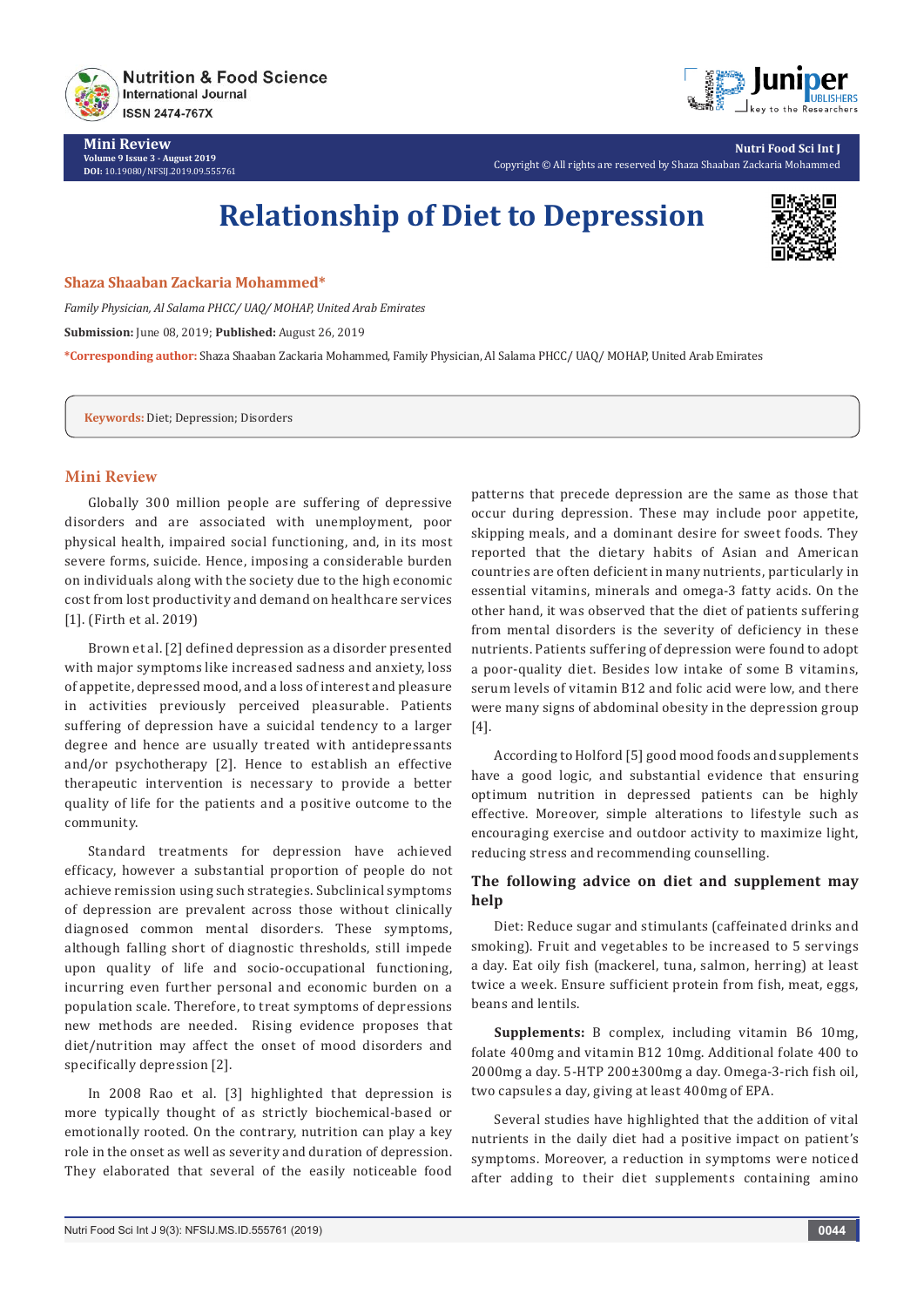# Relationship of Diet to Depression

**Shaza Shaaban Zackaria Mohammed***

*Family Physician, Al Salama PHCC/ UAQ/ MOHAP, United Arab Emirates*

**Submission:** June 08, 2019; **Published:** August 26, 2019

***Corresponding author:** Shaza Shaaban Zackaria Mohammed, Family Physician, Al Salama PHCC/ UAQ/ MOHAP, United Arab Emirates

**Keywords:** Diet; Depression; Disorders

## Mini Review

Globally 300 million people are suffering of depressive disorders and are associated with unemployment, poor physical health, impaired social functioning, and, in its most severe forms, suicide. Hence, imposing a considerable burden on individuals along with the society due to the high economic cost from lost productivity and demand on healthcare services [1]. (Firth et al. 2019)

Brown et al. [2] defined depression as a disorder presented with major symptoms like increased sadness and anxiety, loss of appetite, depressed mood, and a loss of interest and pleasure in activities previously perceived pleasurable. Patients suffering of depression have a suicidal tendency to a larger degree and hence are usually treated with antidepressants and/or psychotherapy [2]. Hence to establish an effective therapeutic intervention is necessary to provide a better quality of life for the patients and a positive outcome to the community.

Standard treatments for depression have achieved efficacy, however a substantial proportion of people do not achieve remission using such strategies. Subclinical symptoms of depression are prevalent across those without clinically diagnosed common mental disorders. These symptoms, although falling short of diagnostic thresholds, still impede upon quality of life and socio-occupational functioning, incurring even further personal and economic burden on a population scale. Therefore, to treat symptoms of depressions new methods are needed. Rising evidence proposes that diet/nutrition may affect the onset of mood disorders and specifically depression [2].

In 2008 Rao et al. [3] highlighted that depression is more typically thought of as strictly biochemical-based or emotionally rooted. On the contrary, nutrition can play a key role in the onset as well as severity and duration of depression. They elaborated that several of the easily noticeable food patterns that precede depression are the same as those that occur during depression. These may include poor appetite, skipping meals, and a dominant desire for sweet foods. They reported that the dietary habits of Asian and American countries are often deficient in many nutrients, particularly in essential vitamins, minerals and omega-3 fatty acids. On the other hand, it was observed that the diet of patients suffering from mental disorders is the severity of deficiency in these nutrients. Patients suffering of depression were found to adopt a poor-quality diet. Besides low intake of some B vitamins, serum levels of vitamin B12 and folic acid were low, and there were many signs of abdominal obesity in the depression group [4].

According to Holford [5] good mood foods and supplements have a good logic, and substantial evidence that ensuring optimum nutrition in depressed patients can be highly effective. Moreover, simple alterations to lifestyle such as encouraging exercise and outdoor activity to maximize light, reducing stress and recommending counselling.

### The following advice on diet and supplement may help

Diet: Reduce sugar and stimulants (caffeinated drinks and smoking). Fruit and vegetables to be increased to 5 servings a day. Eat oily fish (mackerel, tuna, salmon, herring) at least twice a week. Ensure sufficient protein from fish, meat, eggs, beans and lentils.

**Supplements:** B complex, including vitamin B6 10mg, folate 400mg and vitamin B12 10mg. Additional folate 400 to 2000mg a day. 5-HTP 200±300mg a day. Omega-3-rich fish oil, two capsules a day, giving at least 400mg of EPA.

Several studies have highlighted that the addition of vital nutrients in the daily diet had a positive impact on patient's symptoms. Moreover, a reduction in symptoms were noticed after adding to their diet supplements containing amino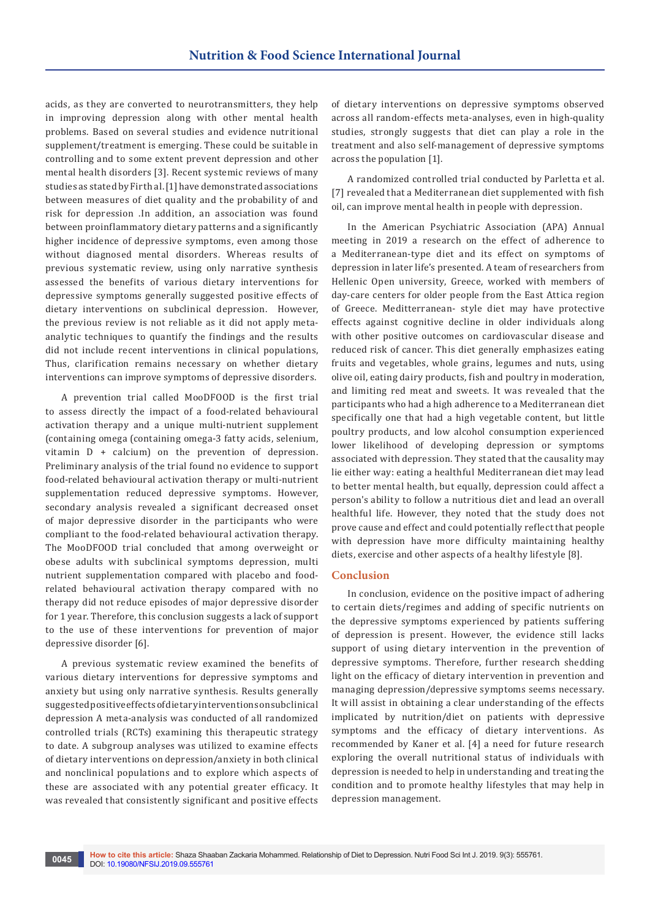acids, as they are converted to neurotransmitters, they help in improving depression along with other mental health problems. Based on several studies and evidence nutritional supplement/treatment is emerging. These could be suitable in controlling and to some extent prevent depression and other mental health disorders [3]. Recent systemic reviews of many studies as stated by Firth al. [1] have demonstrated associations between measures of diet quality and the probability of and risk for depression .In addition, an association was found between proinflammatory dietary patterns and a significantly higher incidence of depressive symptoms, even among those without diagnosed mental disorders. Whereas results of previous systematic review, using only narrative synthesis assessed the benefits of various dietary interventions for depressive symptoms generally suggested positive effects of dietary interventions on subclinical depression. However, the previous review is not reliable as it did not apply meta-analytic techniques to quantify the findings and the results did not include recent interventions in clinical populations, Thus, clarification remains necessary on whether dietary interventions can improve symptoms of depressive disorders.

A prevention trial called MooDFOOD is the first trial to assess directly the impact of a food-related behavioural activation therapy and a unique multi-nutrient supplement (containing omega (containing omega-3 fatty acids, selenium, vitamin D + calcium) on the prevention of depression. Preliminary analysis of the trial found no evidence to support food-related behavioural activation therapy or multi-nutrient supplementation reduced depressive symptoms. However, secondary analysis revealed a significant decreased onset of major depressive disorder in the participants who were compliant to the food-related behavioural activation therapy. The MooDFOOD trial concluded that among overweight or obese adults with subclinical symptoms depression, multi nutrient supplementation compared with placebo and food-related behavioural activation therapy compared with no therapy did not reduce episodes of major depressive disorder for 1 year. Therefore, this conclusion suggests a lack of support to the use of these interventions for prevention of major depressive disorder [6].

A previous systematic review examined the benefits of various dietary interventions for depressive symptoms and anxiety but using only narrative synthesis. Results generally suggested positive effects of dietary interventions on subclinical depression A meta-analysis was conducted of all randomized controlled trials (RCTs) examining this therapeutic strategy to date. A subgroup analyses was utilized to examine effects of dietary interventions on depression/anxiety in both clinical and nonclinical populations and to explore which aspects of these are associated with any potential greater efficacy. It was revealed that consistently significant and positive effects of dietary interventions on depressive symptoms observed across all random-effects meta-analyses, even in high-quality studies, strongly suggests that diet can play a role in the treatment and also self-management of depressive symptoms across the population [1].

A randomized controlled trial conducted by Parletta et al. [7] revealed that a Mediterranean diet supplemented with fish oil, can improve mental health in people with depression.

In the American Psychiatric Association (APA) Annual meeting in 2019 a research on the effect of adherence to a Mediterranean-type diet and its effect on symptoms of depression in later life's presented. A team of researchers from Hellenic Open university, Greece, worked with members of day-care centers for older people from the East Attica region of Greece. Meditterranean- style diet may have protective effects against cognitive decline in older individuals along with other positive outcomes on cardiovascular disease and reduced risk of cancer. This diet generally emphasizes eating fruits and vegetables, whole grains, legumes and nuts, using olive oil, eating dairy products, fish and poultry in moderation, and limiting red meat and sweets. It was revealed that the participants who had a high adherence to a Mediterranean diet specifically one that had a high vegetable content, but little poultry products, and low alcohol consumption experienced lower likelihood of developing depression or symptoms associated with depression. They stated that the causality may lie either way: eating a healthful Mediterranean diet may lead to better mental health, but equally, depression could affect a person's ability to follow a nutritious diet and lead an overall healthful life. However, they noted that the study does not prove cause and effect and could potentially reflect that people with depression have more difficulty maintaining healthy diets, exercise and other aspects of a healthy lifestyle [8].

## Conclusion

In conclusion, evidence on the positive impact of adhering to certain diets/regimes and adding of specific nutrients on the depressive symptoms experienced by patients suffering of depression is present. However, the evidence still lacks support of using dietary intervention in the prevention of depressive symptoms. Therefore, further research shedding light on the efficacy of dietary intervention in prevention and managing depression/depressive symptoms seems necessary. It will assist in obtaining a clear understanding of the effects implicated by nutrition/diet on patients with depressive symptoms and the efficacy of dietary interventions. As recommended by Kaner et al. [4] a need for future research exploring the overall nutritional status of individuals with depression is needed to help in understanding and treating the condition and to promote healthy lifestyles that may help in depression management.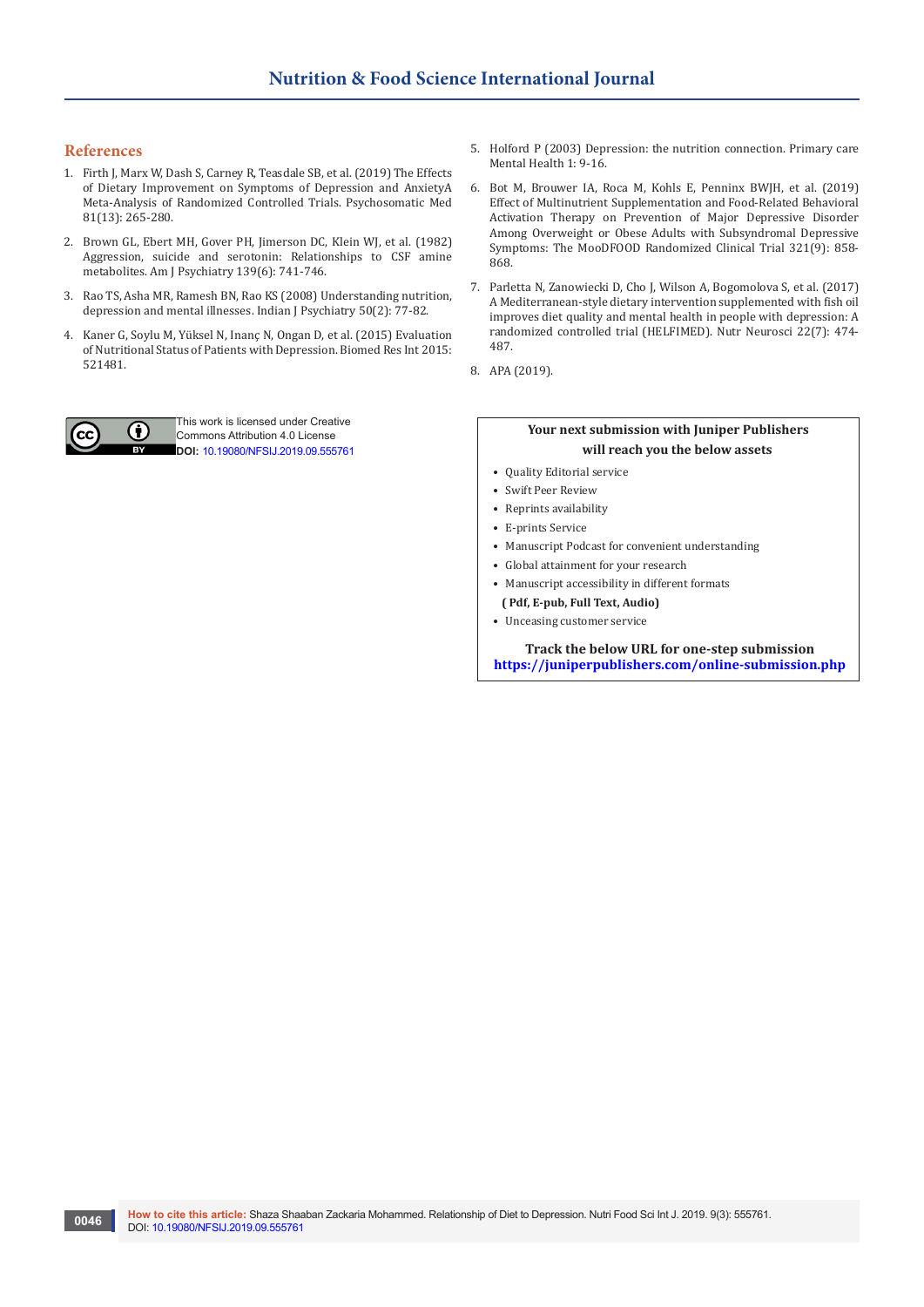## References

1. Firth J, Marx W, Dash S, Carney R, Teasdale SB, et al. (2019) The Effects of Dietary Improvement on Symptoms of Depression and AnxietyA Meta-Analysis of Randomized Controlled Trials. Psychosomatic Med 81(13): 265-280.

2. Brown GL, Ebert MH, Gover PH, Jimerson DC, Klein WJ, et al. (1982) Aggression, suicide and serotonin: Relationships to CSF amine metabolites. Am J Psychiatry 139(6): 741-746.

3. Rao TS, Asha MR, Ramesh BN, Rao KS (2008) Understanding nutrition, depression and mental illnesses. Indian J Psychiatry 50(2): 77-82.

4. Kaner G, Soylu M, Yüksel N, Inanç N, Ongan D, et al. (2015) Evaluation of Nutritional Status of Patients with Depression. Biomed Res Int 2015: 521481.

5. Holford P (2003) Depression: the nutrition connection. Primary care Mental Health 1: 9-16.

6. Bot M, Brouwer IA, Roca M, Kohls E, Penninx BWJH, et al. (2019) Effect of Multinutrient Supplementation and Food-Related Behavioral Activation Therapy on Prevention of Major Depressive Disorder Among Overweight or Obese Adults with Subsyndromal Depressive Symptoms: The MooDFOOD Randomized Clinical Trial 321(9): 858-868.

7. Parletta N, Zanowiecki D, Cho J, Wilson A, Bogomolova S, et al. (2017) A Mediterranean-style dietary intervention supplemented with fish oil improves diet quality and mental health in people with depression: A randomized controlled trial (HELFIMED). Nutr Neurosci 22(7): 474-487.

8. APA (2019).

This work is licensed under Creative Commons Attribution 4.0 License
**DOI:** 10.19080/NFSIJ.2019.09.555761

**Your next submission with Juniper Publishers will reach you the below assets**

- Quality Editorial service
- Swift Peer Review
- Reprints availability
- E-prints Service
- Manuscript Podcast for convenient understanding
- Global attainment for your research
- Manuscript accessibility in different formats

**( Pdf, E-pub, Full Text, Audio)**

- Unceasing customer service

**Track the below URL for one-step submission**
**https://juniperpublishers.com/online-submission.php**

**How to cite this article:** Shaza Shaaban Zackaria Mohammed. Relationship of Diet to Depression. Nutri Food Sci Int J. 2019. 9(3): 555761. DOI: 10.19080/NFSIJ.2019.09.555761